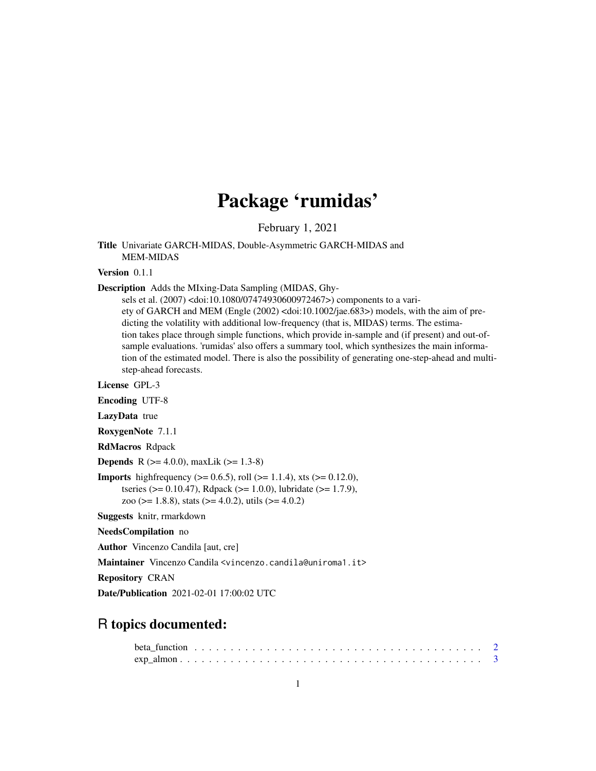# Package 'rumidas'

February 1, 2021

**Title** Univariate GARCH-MIDAS, Double-Asymmetric GARCH-MIDAS and MEM-MIDAS

**Version** 0.1.1

**Description** Adds the MIxing-Data Sampling (MIDAS, Ghysels et al. (2007) <doi:10.1080/07474930600972467>) components to a variety of GARCH and MEM (Engle (2002) <doi:10.1002/jae.683>) models, with the aim of predicting the volatility with additional low-frequency (that is, MIDAS) terms. The estimation takes place through simple functions, which provide in-sample and (if present) and out-of-sample evaluations. 'rumidas' also offers a summary tool, which synthesizes the main information of the estimated model. There is also the possibility of generating one-step-ahead and multi-step-ahead forecasts.

**License** GPL-3

**Encoding** UTF-8

**LazyData** true

**RoxygenNote** 7.1.1

**RdMacros** Rdpack

**Depends** R (>= 4.0.0), maxLik (>= 1.3-8)

**Imports** highfrequency (>= 0.6.5), roll (>= 1.1.4), xts (>= 0.12.0), tseries (>= 0.10.47), Rdpack (>= 1.0.0), lubridate (>= 1.7.9), zoo (>= 1.8.8), stats (>= 4.0.2), utils (>= 4.0.2)

**Suggests** knitr, rmarkdown

**NeedsCompilation** no

**Author** Vincenzo Candila [aut, cre]

**Maintainer** Vincenzo Candila <vincenzo.candila@uniroma1.it>

**Repository** CRAN

**Date/Publication** 2021-02-01 17:00:02 UTC

## R topics documented:

beta_function . . . . . . . . . . . . . . . . . . . . . . . . . . . . . . . . . . . . . . . . 2
exp_almon . . . . . . . . . . . . . . . . . . . . . . . . . . . . . . . . . . . . . . . . . . 3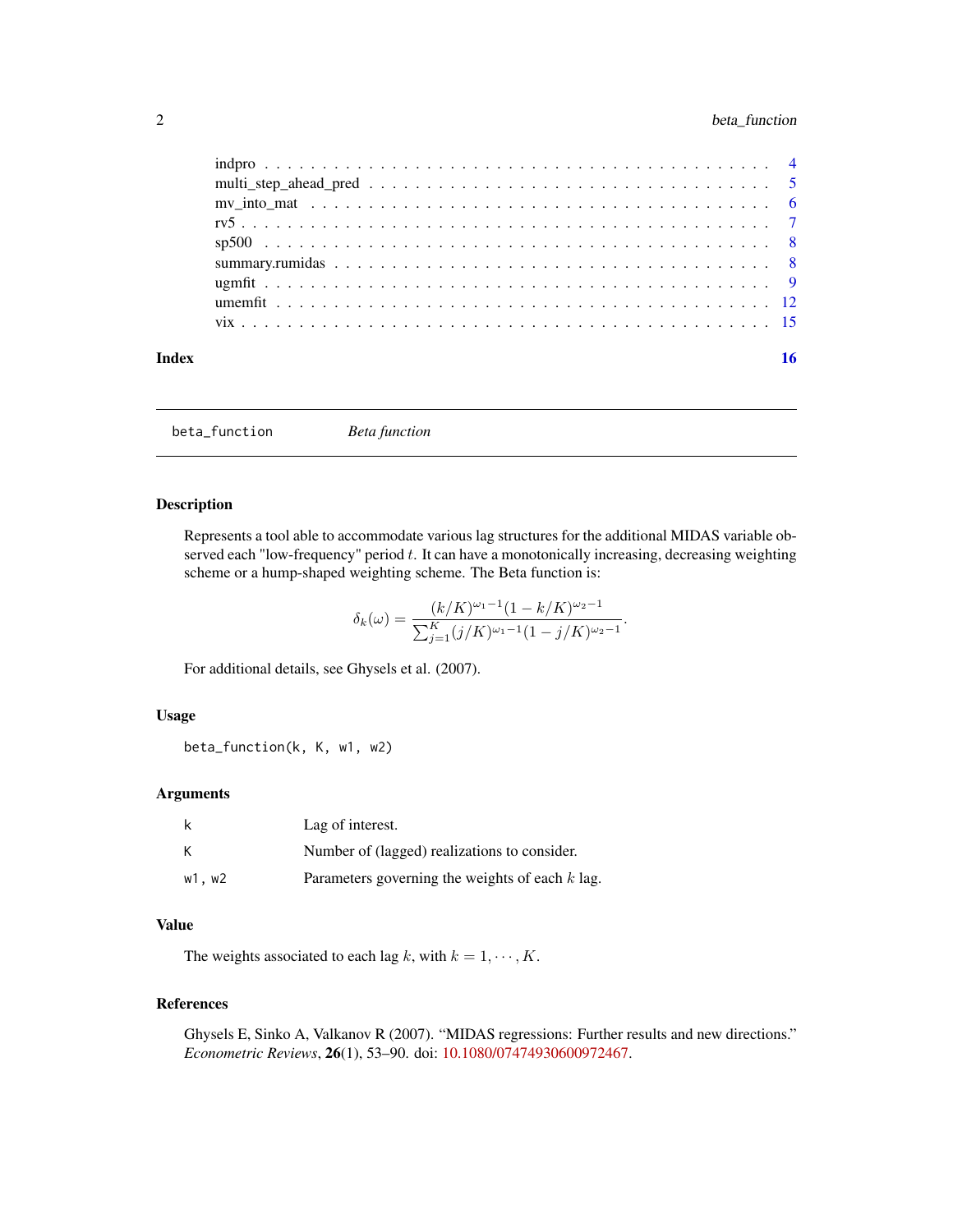| | |
|---|---|
| indpro | 4 |
| multi_step_ahead_pred | 5 |
| mv_into_mat | 6 |
| rv5 | 7 |
| sp500 | 8 |
| summary.rumidas | 8 |
| ugmfit | 9 |
| umemfit | 12 |
| vix | 15 |

**Index** 16

---

## beta_function — *Beta function*

### Description

Represents a tool able to accommodate various lag structures for the additional MIDAS variable observed each "low-frequency" period $t$. It can have a monotonically increasing, decreasing weighting scheme or a hump-shaped weighting scheme. The Beta function is:

$$\delta_k(\omega) = \frac{(k/K)^{\omega_1 - 1}(1 - k/K)^{\omega_2 - 1}}{\sum_{j=1}^{K}(j/K)^{\omega_1 - 1}(1 - j/K)^{\omega_2 - 1}}.$$

For additional details, see Ghysels et al. (2007).

### Usage

```
beta_function(k, K, w1, w2)
```

### Arguments

| | |
|---|---|
| k | Lag of interest. |
| K | Number of (lagged) realizations to consider. |
| w1, w2 | Parameters governing the weights of each $k$ lag. |

### Value

The weights associated to each lag $k$, with $k = 1, \cdots, K$.

### References

Ghysels E, Sinko A, Valkanov R (2007). "MIDAS regressions: Further results and new directions." *Econometric Reviews*, **26**(1), 53–90. doi: 10.1080/07474930600972467.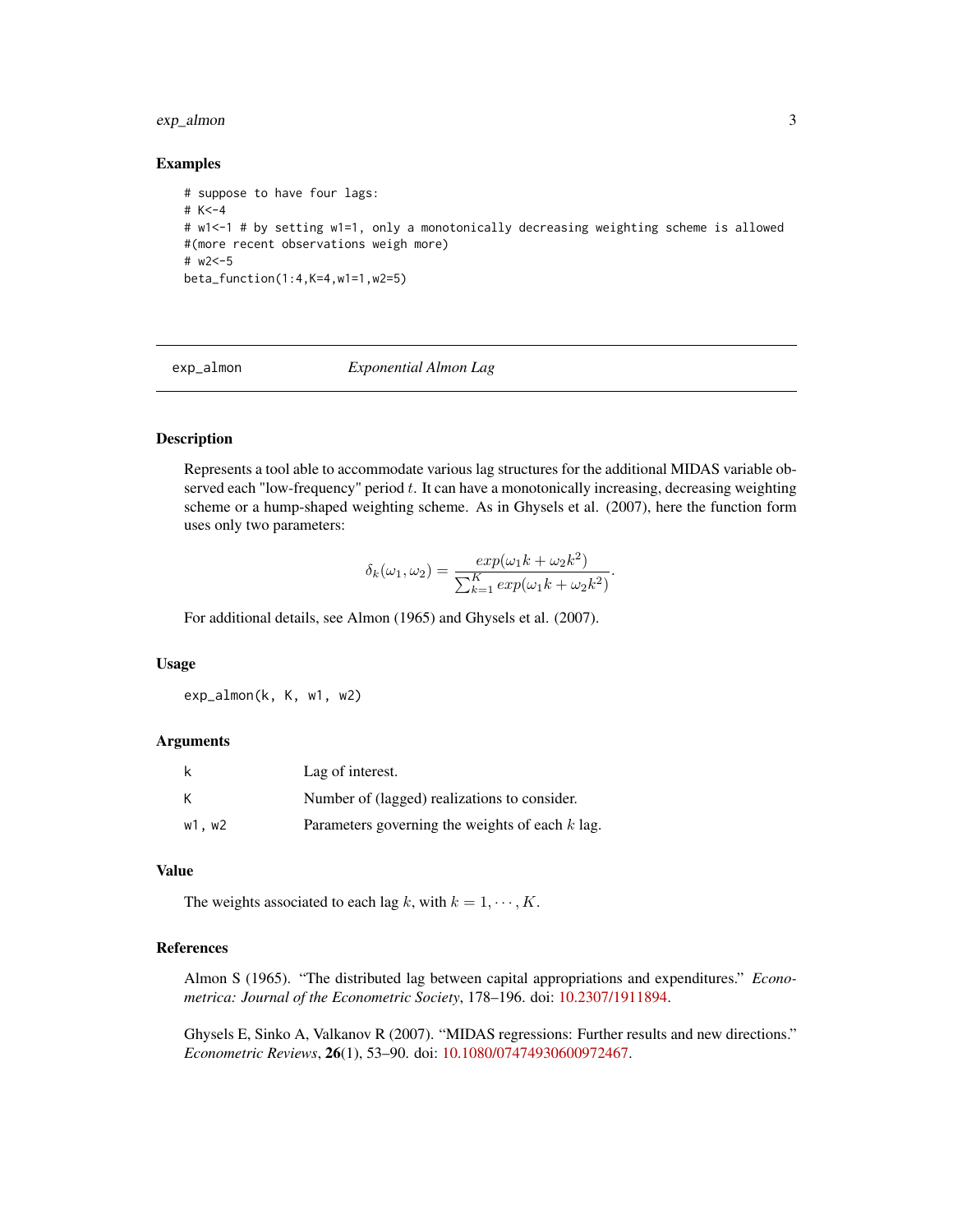### Examples

```
# suppose to have four lags:
# K<-4
# w1<-1 # by setting w1=1, only a monotonically decreasing weighting scheme is allowed
#(more recent observations weigh more)
# w2<-5
beta_function(1:4,K=4,w1=1,w2=5)
```

---

## exp_almon — *Exponential Almon Lag*

---

### Description

Represents a tool able to accommodate various lag structures for the additional MIDAS variable observed each "low-frequency" period $t$. It can have a monotonically increasing, decreasing weighting scheme or a hump-shaped weighting scheme. As in Ghysels et al. (2007), here the function form uses only two parameters:

$$\delta_k(\omega_1, \omega_2) = \frac{exp(\omega_1 k + \omega_2 k^2)}{\sum_{k=1}^{K} exp(\omega_1 k + \omega_2 k^2)}.$$

For additional details, see Almon (1965) and Ghysels et al. (2007).

### Usage

```
exp_almon(k, K, w1, w2)
```

### Arguments

| | |
|---|---|
| k | Lag of interest. |
| K | Number of (lagged) realizations to consider. |
| w1, w2 | Parameters governing the weights of each $k$ lag. |

### Value

The weights associated to each lag $k$, with $k = 1, \cdots, K$.

### References

Almon S (1965). "The distributed lag between capital appropriations and expenditures." *Econometrica: Journal of the Econometric Society*, 178–196. doi: 10.2307/1911894.

Ghysels E, Sinko A, Valkanov R (2007). "MIDAS regressions: Further results and new directions." *Econometric Reviews*, **26**(1), 53–90. doi: 10.1080/07474930600972467.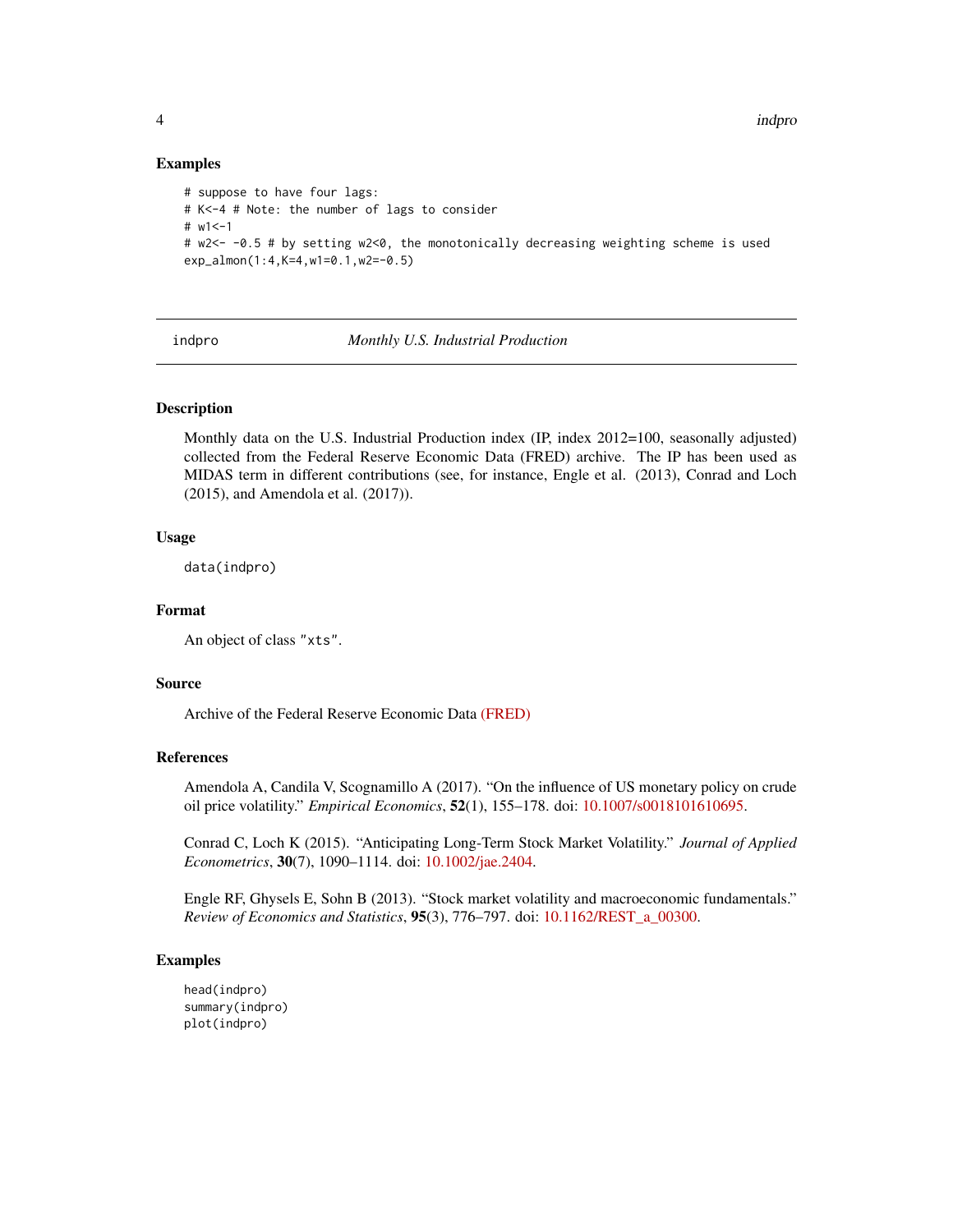## Examples

```
# suppose to have four lags:
# K<-4 # Note: the number of lags to consider
# w1<-1
# w2<- -0.5 # by setting w2<0, the monotonically decreasing weighting scheme is used
exp_almon(1:4,K=4,w1=0.1,w2=-0.5)
```

---

# indpro — *Monthly U.S. Industrial Production*

## Description

Monthly data on the U.S. Industrial Production index (IP, index 2012=100, seasonally adjusted) collected from the Federal Reserve Economic Data (FRED) archive. The IP has been used as MIDAS term in different contributions (see, for instance, Engle et al. (2013), Conrad and Loch (2015), and Amendola et al. (2017)).

## Usage

```
data(indpro)
```

## Format

An object of class "xts".

## Source

Archive of the Federal Reserve Economic Data (FRED)

## References

Amendola A, Candila V, Scognamillo A (2017). "On the influence of US monetary policy on crude oil price volatility." *Empirical Economics*, **52**(1), 155–178. doi: 10.1007/s0018101610695.

Conrad C, Loch K (2015). "Anticipating Long-Term Stock Market Volatility." *Journal of Applied Econometrics*, **30**(7), 1090–1114. doi: 10.1002/jae.2404.

Engle RF, Ghysels E, Sohn B (2013). "Stock market volatility and macroeconomic fundamentals." *Review of Economics and Statistics*, **95**(3), 776–797. doi: 10.1162/REST_a_00300.

## Examples

```
head(indpro)
summary(indpro)
plot(indpro)
```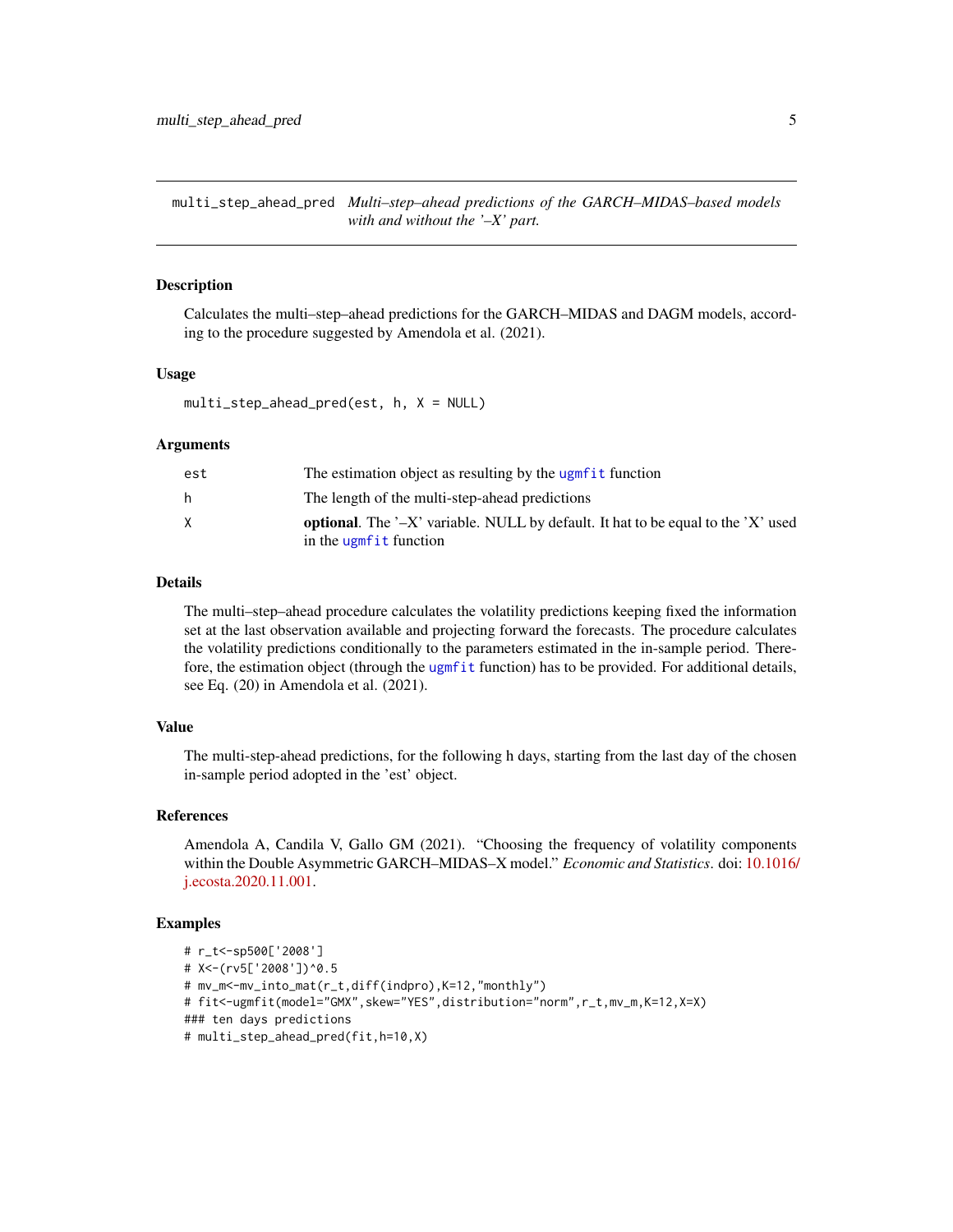`multi_step_ahead_pred` *Multi–step–ahead predictions of the GARCH–MIDAS–based models with and without the '–X' part.*

## Description

Calculates the multi–step–ahead predictions for the GARCH–MIDAS and DAGM models, according to the procedure suggested by Amendola et al. (2021).

## Usage

```
multi_step_ahead_pred(est, h, X = NULL)
```

## Arguments

| | |
|---|---|
| est | The estimation object as resulting by the `ugmfit` function |
| h | The length of the multi-step-ahead predictions |
| X | **optional**. The '–X' variable. NULL by default. It hat to be equal to the 'X' used in the `ugmfit` function |

## Details

The multi–step–ahead procedure calculates the volatility predictions keeping fixed the information set at the last observation available and projecting forward the forecasts. The procedure calculates the volatility predictions conditionally to the parameters estimated in the in-sample period. Therefore, the estimation object (through the `ugmfit` function) has to be provided. For additional details, see Eq. (20) in Amendola et al. (2021).

## Value

The multi-step-ahead predictions, for the following h days, starting from the last day of the chosen in-sample period adopted in the 'est' object.

## References

Amendola A, Candila V, Gallo GM (2021). "Choosing the frequency of volatility components within the Double Asymmetric GARCH–MIDAS–X model." *Economic and Statistics*. doi: 10.1016/j.ecosta.2020.11.001.

## Examples

```
# r_t<-sp500['2008']
# X<-(rv5['2008'])^0.5
# mv_m<-mv_into_mat(r_t,diff(indpro),K=12,"monthly")
# fit<-ugmfit(model="GMX",skew="YES",distribution="norm",r_t,mv_m,K=12,X=X)
### ten days predictions
# multi_step_ahead_pred(fit,h=10,X)
```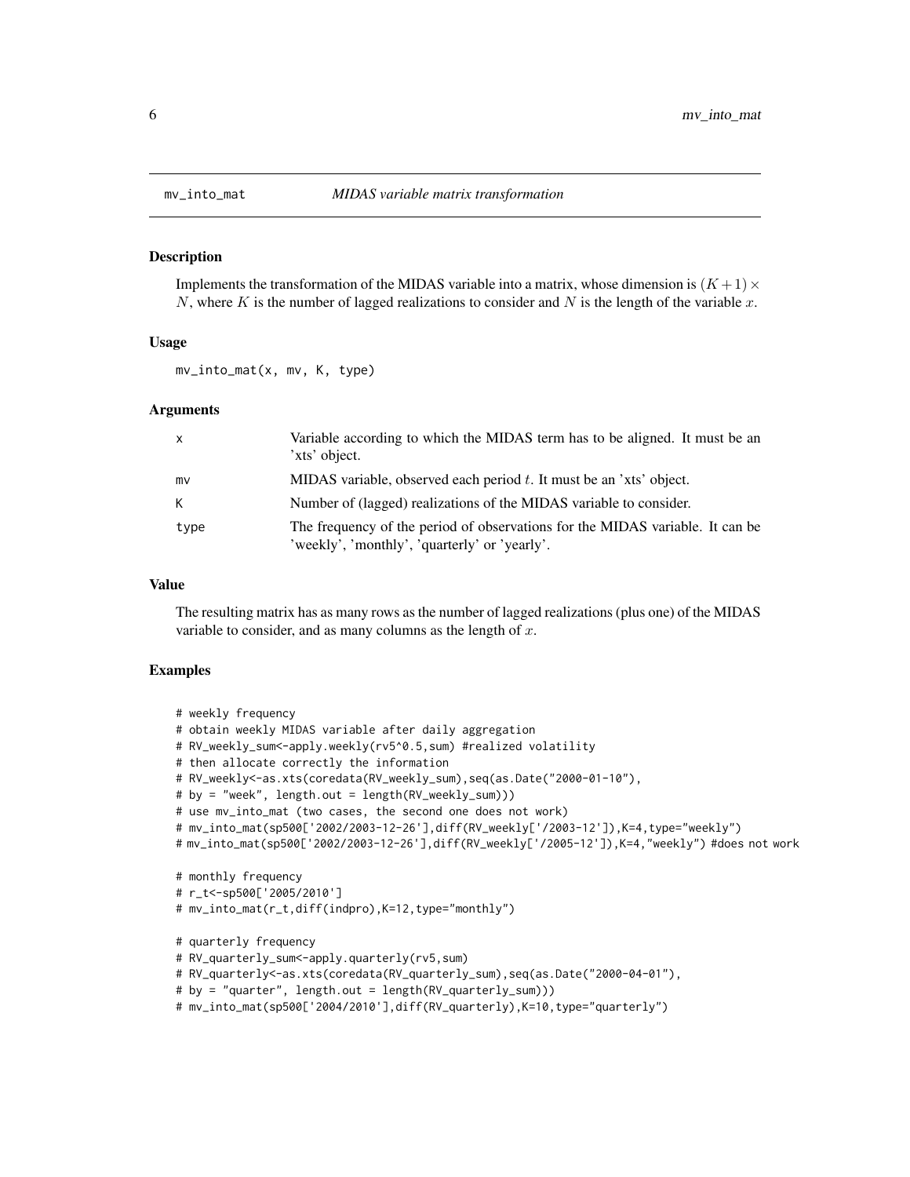# mv_into_mat — *MIDAS variable matrix transformation*

## Description

Implements the transformation of the MIDAS variable into a matrix, whose dimension is $(K+1) \times N$, where $K$ is the number of lagged realizations to consider and $N$ is the length of the variable $x$.

## Usage

```
mv_into_mat(x, mv, K, type)
```

## Arguments

| | |
|---|---|
| x | Variable according to which the MIDAS term has to be aligned. It must be an 'xts' object. |
| mv | MIDAS variable, observed each period $t$. It must be an 'xts' object. |
| K | Number of (lagged) realizations of the MIDAS variable to consider. |
| type | The frequency of the period of observations for the MIDAS variable. It can be 'weekly', 'monthly', 'quarterly' or 'yearly'. |

## Value

The resulting matrix has as many rows as the number of lagged realizations (plus one) of the MIDAS variable to consider, and as many columns as the length of $x$.

## Examples

```
# weekly frequency
# obtain weekly MIDAS variable after daily aggregation
# RV_weekly_sum<-apply.weekly(rv5^0.5,sum) #realized volatility
# then allocate correctly the information
# RV_weekly<-as.xts(coredata(RV_weekly_sum),seq(as.Date("2000-01-10"),
# by = "week", length.out = length(RV_weekly_sum)))
# use mv_into_mat (two cases, the second one does not work)
# mv_into_mat(sp500['2002/2003-12-26'],diff(RV_weekly['/2003-12']),K=4,type="weekly")
# mv_into_mat(sp500['2002/2003-12-26'],diff(RV_weekly['/2005-12']),K=4,"weekly") #does not work

# monthly frequency
# r_t<-sp500['2005/2010']
# mv_into_mat(r_t,diff(indpro),K=12,type="monthly")

# quarterly frequency
# RV_quarterly_sum<-apply.quarterly(rv5,sum)
# RV_quarterly<-as.xts(coredata(RV_quarterly_sum),seq(as.Date("2000-04-01"),
# by = "quarter", length.out = length(RV_quarterly_sum)))
# mv_into_mat(sp500['2004/2010'],diff(RV_quarterly),K=10,type="quarterly")
```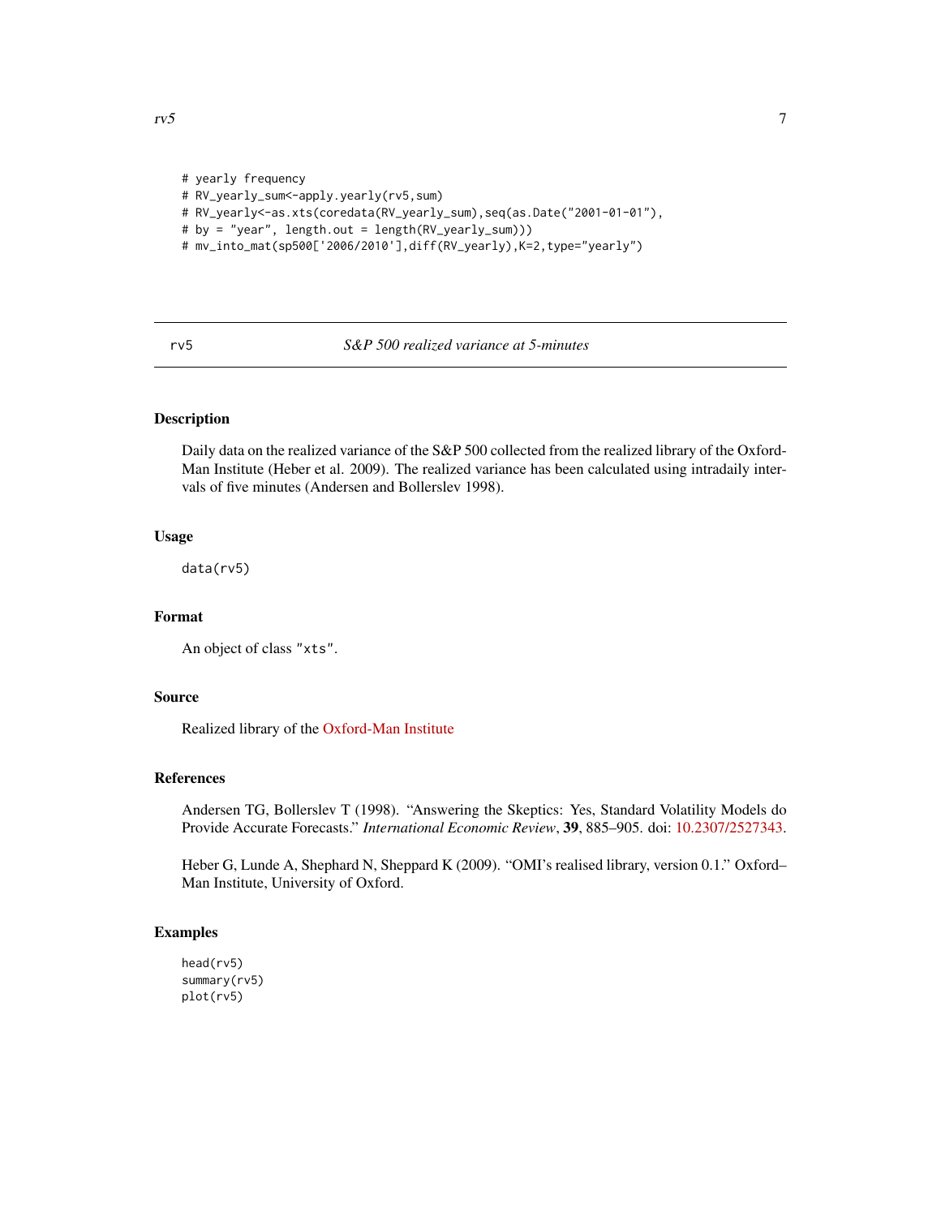```
# yearly frequency
# RV_yearly_sum<-apply.yearly(rv5,sum)
# RV_yearly<-as.xts(coredata(RV_yearly_sum),seq(as.Date("2001-01-01"),
# by = "year", length.out = length(RV_yearly_sum)))
# mv_into_mat(sp500['2006/2010'],diff(RV_yearly),K=2,type="yearly")
```

## rv5 — *S&P 500 realized variance at 5-minutes*

### Description

Daily data on the realized variance of the S&P 500 collected from the realized library of the Oxford-Man Institute (Heber et al. 2009). The realized variance has been calculated using intradaily intervals of five minutes (Andersen and Bollerslev 1998).

### Usage

```
data(rv5)
```

### Format

An object of class "xts".

### Source

Realized library of the Oxford-Man Institute

### References

Andersen TG, Bollerslev T (1998). "Answering the Skeptics: Yes, Standard Volatility Models do Provide Accurate Forecasts." *International Economic Review*, **39**, 885–905. doi: 10.2307/2527343.

Heber G, Lunde A, Shephard N, Sheppard K (2009). "OMI's realised library, version 0.1." Oxford–Man Institute, University of Oxford.

### Examples

```
head(rv5)
summary(rv5)
plot(rv5)
```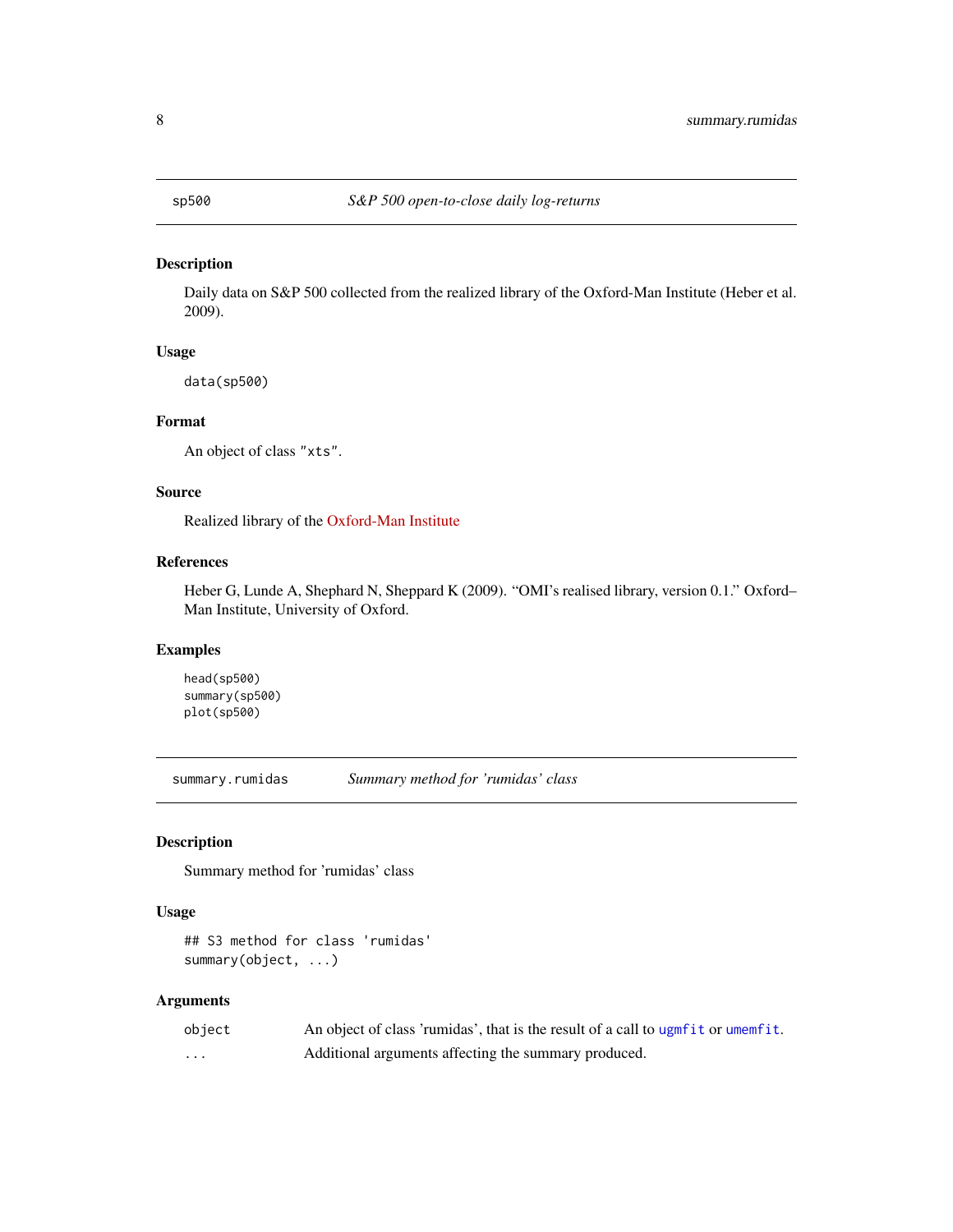## sp500 — *S&P 500 open-to-close daily log-returns*

### Description

Daily data on S&P 500 collected from the realized library of the Oxford-Man Institute (Heber et al. 2009).

### Usage

```
data(sp500)
```

### Format

An object of class "xts".

### Source

Realized library of the Oxford-Man Institute

### References

Heber G, Lunde A, Shephard N, Sheppard K (2009). "OMI's realised library, version 0.1." Oxford–Man Institute, University of Oxford.

### Examples

```
head(sp500)
summary(sp500)
plot(sp500)
```

## summary.rumidas — *Summary method for 'rumidas' class*

### Description

Summary method for 'rumidas' class

### Usage

```
## S3 method for class 'rumidas'
summary(object, ...)
```

### Arguments

| | |
|---|---|
| object | An object of class 'rumidas', that is the result of a call to ugmfit or umemfit. |
| ... | Additional arguments affecting the summary produced. |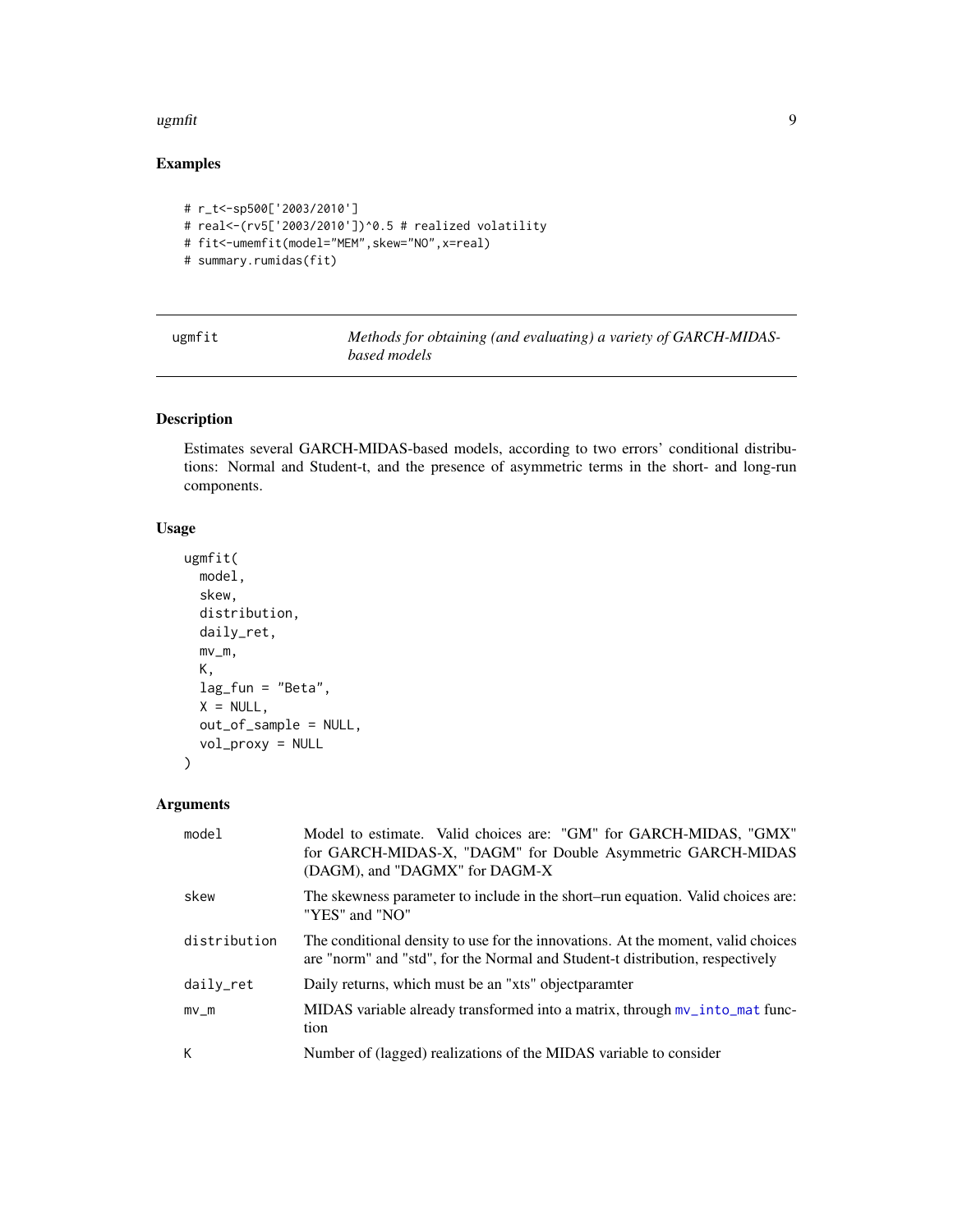## Examples

```
# r_t<-sp500['2003/2010']
# real<-(rv5['2003/2010'])^0.5 # realized volatility
# fit<-umemfit(model="MEM",skew="NO",x=real)
# summary.rumidas(fit)
```

---

`ugmfit` *Methods for obtaining (and evaluating) a variety of GARCH-MIDAS-based models*

---

## Description

Estimates several GARCH-MIDAS-based models, according to two errors' conditional distributions: Normal and Student-t, and the presence of asymmetric terms in the short- and long-run components.

## Usage

```
ugmfit(
  model,
  skew,
  distribution,
  daily_ret,
  mv_m,
  K,
  lag_fun = "Beta",
  X = NULL,
  out_of_sample = NULL,
  vol_proxy = NULL
)
```

## Arguments

| | |
|---|---|
| `model` | Model to estimate. Valid choices are: "GM" for GARCH-MIDAS, "GMX" for GARCH-MIDAS-X, "DAGM" for Double Asymmetric GARCH-MIDAS (DAGM), and "DAGMX" for DAGM-X |
| `skew` | The skewness parameter to include in the short–run equation. Valid choices are: "YES" and "NO" |
| `distribution` | The conditional density to use for the innovations. At the moment, valid choices are "norm" and "std", for the Normal and Student-t distribution, respectively |
| `daily_ret` | Daily returns, which must be an "xts" objectparamter |
| `mv_m` | MIDAS variable already transformed into a matrix, through `mv_into_mat` function |
| `K` | Number of (lagged) realizations of the MIDAS variable to consider |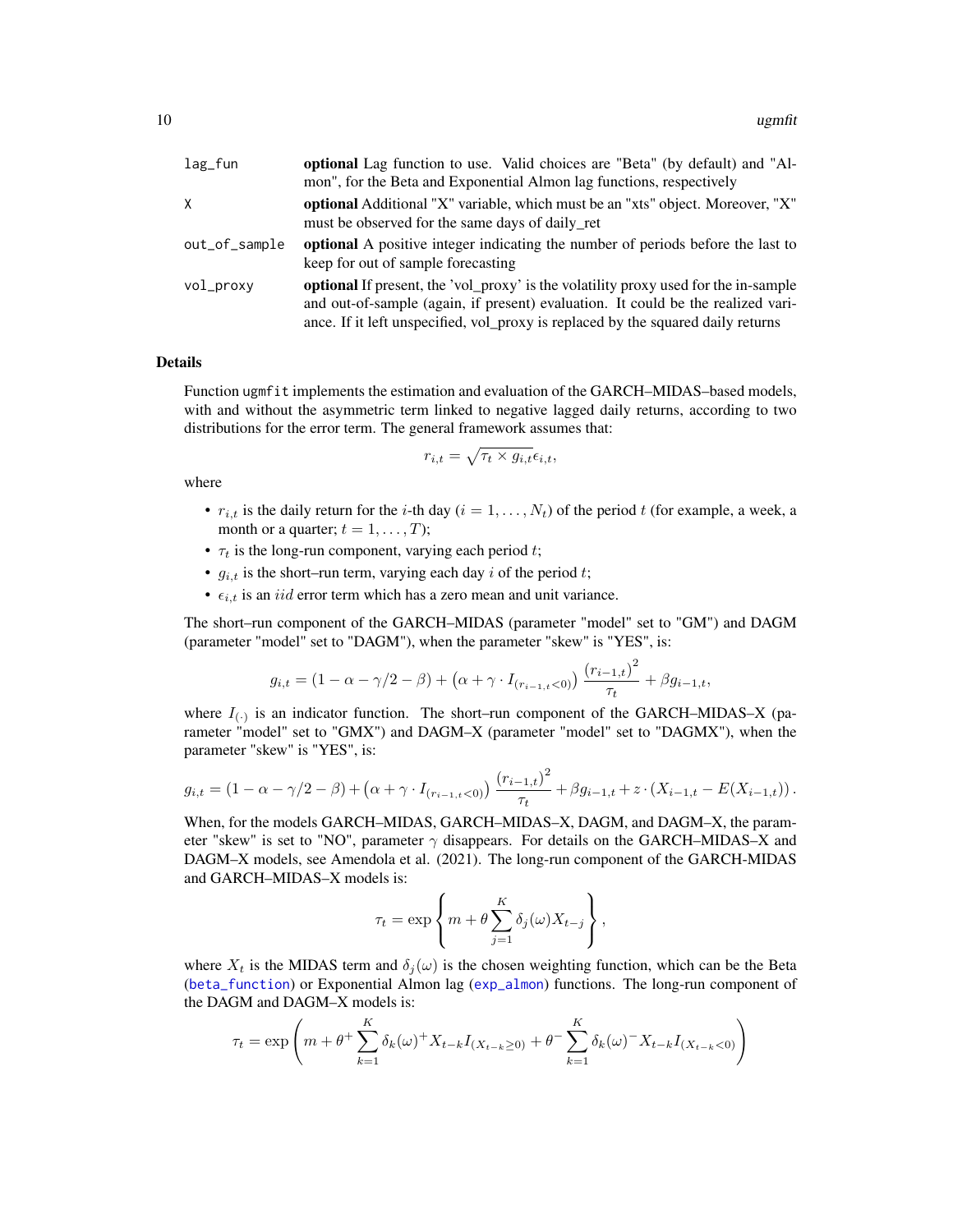| | |
|---|---|
| lag_fun | **optional** Lag function to use. Valid choices are "Beta" (by default) and "Almon", for the Beta and Exponential Almon lag functions, respectively |
| X | **optional** Additional "X" variable, which must be an "xts" object. Moreover, "X" must be observed for the same days of daily_ret |
| out_of_sample | **optional** A positive integer indicating the number of periods before the last to keep for out of sample forecasting |
| vol_proxy | **optional** If present, the 'vol_proxy' is the volatility proxy used for the in-sample and out-of-sample (again, if present) evaluation. It could be the realized variance. If it left unspecified, vol_proxy is replaced by the squared daily returns |

### Details

Function `ugmfit` implements the estimation and evaluation of the GARCH–MIDAS–based models, with and without the asymmetric term linked to negative lagged daily returns, according to two distributions for the error term. The general framework assumes that:

$$r_{i,t} = \sqrt{\tau_t \times g_{i,t}} \epsilon_{i,t},$$

where

- $r_{i,t}$ is the daily return for the $i$-th day ($i = 1, \ldots, N_t$) of the period $t$ (for example, a week, a month or a quarter; $t = 1, \ldots, T$);
- $\tau_t$ is the long-run component, varying each period $t$;
- $g_{i,t}$ is the short–run term, varying each day $i$ of the period $t$;
- $\epsilon_{i,t}$ is an $iid$ error term which has a zero mean and unit variance.

The short–run component of the GARCH–MIDAS (parameter "model" set to "GM") and DAGM (parameter "model" set to "DAGM"), when the parameter "skew" is "YES", is:

$$g_{i,t} = (1 - \alpha - \gamma/2 - \beta) + \left(\alpha + \gamma \cdot I_{(r_{i-1,t} < 0)}\right) \frac{\left(r_{i-1,t}\right)^2}{\tau_t} + \beta g_{i-1,t},$$

where $I_{(\cdot)}$ is an indicator function. The short–run component of the GARCH–MIDAS–X (parameter "model" set to "GMX") and DAGM–X (parameter "model" set to "DAGMX"), when the parameter "skew" is "YES", is:

$$g_{i,t} = (1 - \alpha - \gamma/2 - \beta) + \left(\alpha + \gamma \cdot I_{(r_{i-1,t} < 0)}\right) \frac{\left(r_{i-1,t}\right)^2}{\tau_t} + \beta g_{i-1,t} + z \cdot \left(X_{i-1,t} - E(X_{i-1,t})\right).$$

When, for the models GARCH–MIDAS, GARCH–MIDAS–X, DAGM, and DAGM–X, the parameter "skew" is set to "NO", parameter $\gamma$ disappears. For details on the GARCH–MIDAS–X and DAGM–X models, see Amendola et al. (2021). The long-run component of the GARCH-MIDAS and GARCH–MIDAS–X models is:

$$\tau_t = \exp\left\{ m + \theta \sum_{j=1}^{K} \delta_j(\omega) X_{t-j} \right\},$$

where $X_t$ is the MIDAS term and $\delta_j(\omega)$ is the chosen weighting function, which can be the Beta (`beta_function`) or Exponential Almon lag (`exp_almon`) functions. The long-run component of the DAGM and DAGM–X models is:

$$\tau_t = \exp\left( m + \theta^{+} \sum_{k=1}^{K} \delta_k(\omega)^{+} X_{t-k} I_{(X_{t-k} \geq 0)} + \theta^{-} \sum_{k=1}^{K} \delta_k(\omega)^{-} X_{t-k} I_{(X_{t-k} < 0)} \right)$$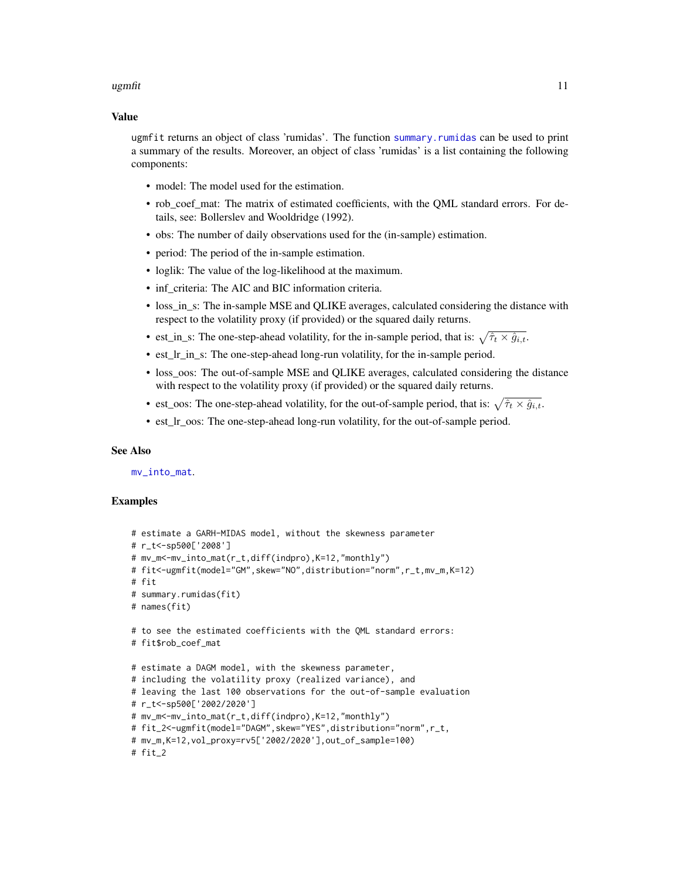## Value

ugmfit returns an object of class 'rumidas'. The function summary.rumidas can be used to print a summary of the results. Moreover, an object of class 'rumidas' is a list containing the following components:

- model: The model used for the estimation.
- rob_coef_mat: The matrix of estimated coefficients, with the QML standard errors. For details, see: Bollerslev and Wooldridge (1992).
- obs: The number of daily observations used for the (in-sample) estimation.
- period: The period of the in-sample estimation.
- loglik: The value of the log-likelihood at the maximum.
- inf_criteria: The AIC and BIC information criteria.
- loss_in_s: The in-sample MSE and QLIKE averages, calculated considering the distance with respect to the volatility proxy (if provided) or the squared daily returns.
- est_in_s: The one-step-ahead volatility, for the in-sample period, that is: $\sqrt{\hat{\tau}_t \times \hat{g}_{i,t}}$.
- est_lr_in_s: The one-step-ahead long-run volatility, for the in-sample period.
- loss_oos: The out-of-sample MSE and QLIKE averages, calculated considering the distance with respect to the volatility proxy (if provided) or the squared daily returns.
- est_oos: The one-step-ahead volatility, for the out-of-sample period, that is: $\sqrt{\hat{\tau}_t \times \hat{g}_{i,t}}$.
- est_lr_oos: The one-step-ahead long-run volatility, for the out-of-sample period.

## See Also

mv_into_mat.

## Examples

```
# estimate a GARH-MIDAS model, without the skewness parameter
# r_t<-sp500['2008']
# mv_m<-mv_into_mat(r_t,diff(indpro),K=12,"monthly")
# fit<-ugmfit(model="GM",skew="NO",distribution="norm",r_t,mv_m,K=12)
# fit
# summary.rumidas(fit)
# names(fit)

# to see the estimated coefficients with the QML standard errors:
# fit$rob_coef_mat

# estimate a DAGM model, with the skewness parameter,
# including the volatility proxy (realized variance), and
# leaving the last 100 observations for the out-of-sample evaluation
# r_t<-sp500['2002/2020']
# mv_m<-mv_into_mat(r_t,diff(indpro),K=12,"monthly")
# fit_2<-ugmfit(model="DAGM",skew="YES",distribution="norm",r_t,
# mv_m,K=12,vol_proxy=rv5['2002/2020'],out_of_sample=100)
# fit_2
```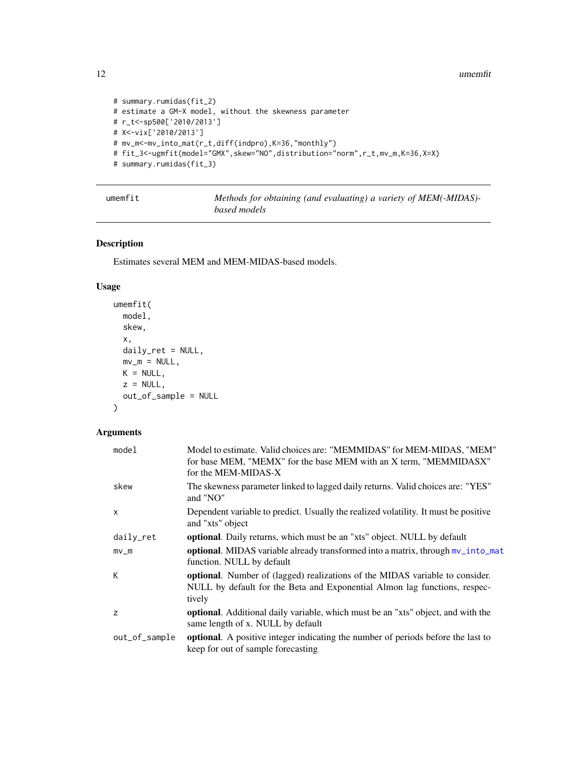```
# summary.rumidas(fit_2)
# estimate a GM-X model, without the skewness parameter
# r_t<-sp500['2010/2013']
# X<-vix['2010/2013']
# mv_m<-mv_into_mat(r_t,diff(indpro),K=36,"monthly")
# fit_3<-ugmfit(model="GMX",skew="NO",distribution="norm",r_t,mv_m,K=36,X=X)
# summary.rumidas(fit_3)
```

## umemfit — *Methods for obtaining (and evaluating) a variety of MEM(-MIDAS)-based models*

### Description

Estimates several MEM and MEM-MIDAS-based models.

### Usage

```
umemfit(
  model,
  skew,
  x,
  daily_ret = NULL,
  mv_m = NULL,
  K = NULL,
  z = NULL,
  out_of_sample = NULL
)
```

### Arguments

| | |
|---|---|
| model | Model to estimate. Valid choices are: "MEMMIDAS" for MEM-MIDAS, "MEM" for base MEM, "MEMX" for the base MEM with an X term, "MEMMIDASX" for the MEM-MIDAS-X |
| skew | The skewness parameter linked to lagged daily returns. Valid choices are: "YES" and "NO" |
| x | Dependent variable to predict. Usually the realized volatility. It must be positive and "xts" object |
| daily_ret | **optional**. Daily returns, which must be an "xts" object. NULL by default |
| mv_m | **optional**. MIDAS variable already transformed into a matrix, through mv_into_mat function. NULL by default |
| K | **optional**. Number of (lagged) realizations of the MIDAS variable to consider. NULL by default for the Beta and Exponential Almon lag functions, respectively |
| z | **optional**. Additional daily variable, which must be an "xts" object, and with the same length of x. NULL by default |
| out_of_sample | **optional**. A positive integer indicating the number of periods before the last to keep for out of sample forecasting |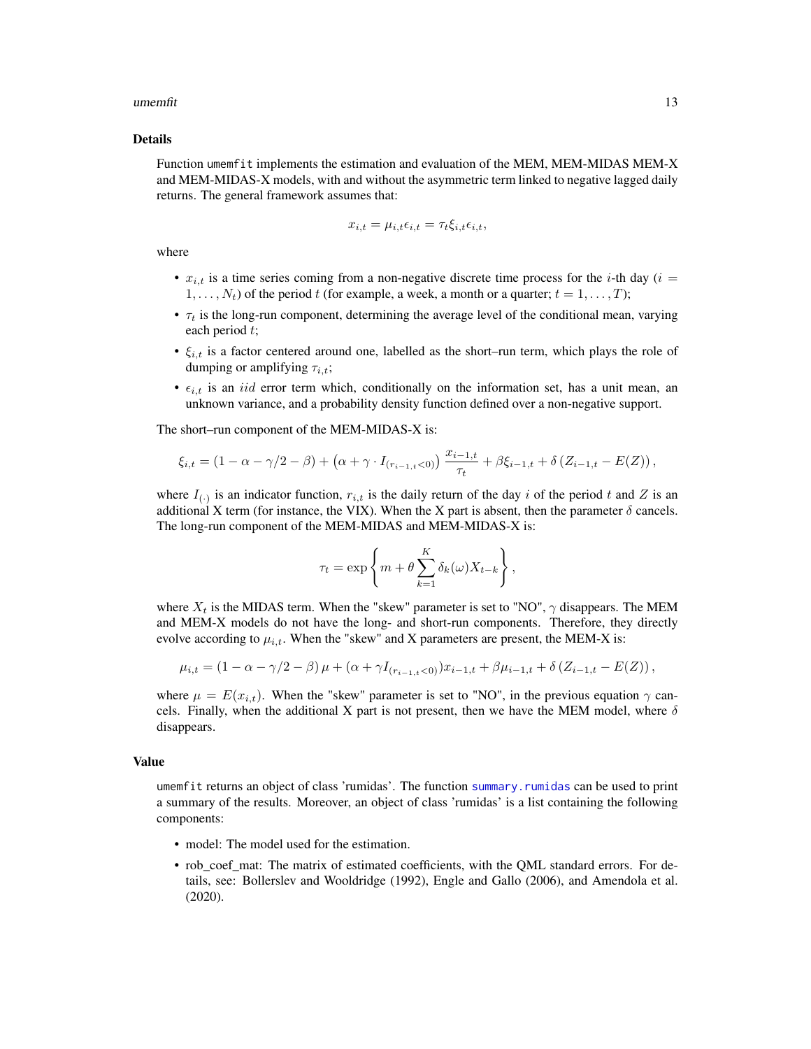### Details

Function `umemfit` implements the estimation and evaluation of the MEM, MEM-MIDAS MEM-X and MEM-MIDAS-X models, with and without the asymmetric term linked to negative lagged daily returns. The general framework assumes that:

$$x_{i,t} = \mu_{i,t}\epsilon_{i,t} = \tau_t \xi_{i,t}\epsilon_{i,t},$$

where

- $x_{i,t}$ is a time series coming from a non-negative discrete time process for the $i$-th day ($i = 1, \ldots, N_t$) of the period $t$ (for example, a week, a month or a quarter; $t = 1, \ldots, T$);
- $\tau_t$ is the long-run component, determining the average level of the conditional mean, varying each period $t$;
- $\xi_{i,t}$ is a factor centered around one, labelled as the short–run term, which plays the role of dumping or amplifying $\tau_{i,t}$;
- $\epsilon_{i,t}$ is an $iid$ error term which, conditionally on the information set, has a unit mean, an unknown variance, and a probability density function defined over a non-negative support.

The short–run component of the MEM-MIDAS-X is:

$$\xi_{i,t} = (1 - \alpha - \gamma/2 - \beta) + \left(\alpha + \gamma \cdot I_{(r_{i-1,t}<0)}\right) \frac{x_{i-1,t}}{\tau_t} + \beta \xi_{i-1,t} + \delta \left(Z_{i-1,t} - E(Z)\right),$$

where $I_{(\cdot)}$ is an indicator function, $r_{i,t}$ is the daily return of the day $i$ of the period $t$ and $Z$ is an additional X term (for instance, the VIX). When the X part is absent, then the parameter $\delta$ cancels. The long-run component of the MEM-MIDAS and MEM-MIDAS-X is:

$$\tau_t = \exp\left\{ m + \theta \sum_{k=1}^{K} \delta_k(\omega) X_{t-k} \right\},$$

where $X_t$ is the MIDAS term. When the "skew" parameter is set to "NO", $\gamma$ disappears. The MEM and MEM-X models do not have the long- and short-run components. Therefore, they directly evolve according to $\mu_{i,t}$. When the "skew" and X parameters are present, the MEM-X is:

$$\mu_{i,t} = (1 - \alpha - \gamma/2 - \beta)\mu + (\alpha + \gamma I_{(r_{i-1,t}<0)})x_{i-1,t} + \beta \mu_{i-1,t} + \delta \left(Z_{i-1,t} - E(Z)\right),$$

where $\mu = E(x_{i,t})$. When the "skew" parameter is set to "NO", in the previous equation $\gamma$ cancels. Finally, when the additional X part is not present, then we have the MEM model, where $\delta$ disappears.

### Value

`umemfit` returns an object of class 'rumidas'. The function `summary.rumidas` can be used to print a summary of the results. Moreover, an object of class 'rumidas' is a list containing the following components:

- model: The model used for the estimation.
- rob_coef_mat: The matrix of estimated coefficients, with the QML standard errors. For details, see: Bollerslev and Wooldridge (1992), Engle and Gallo (2006), and Amendola et al. (2020).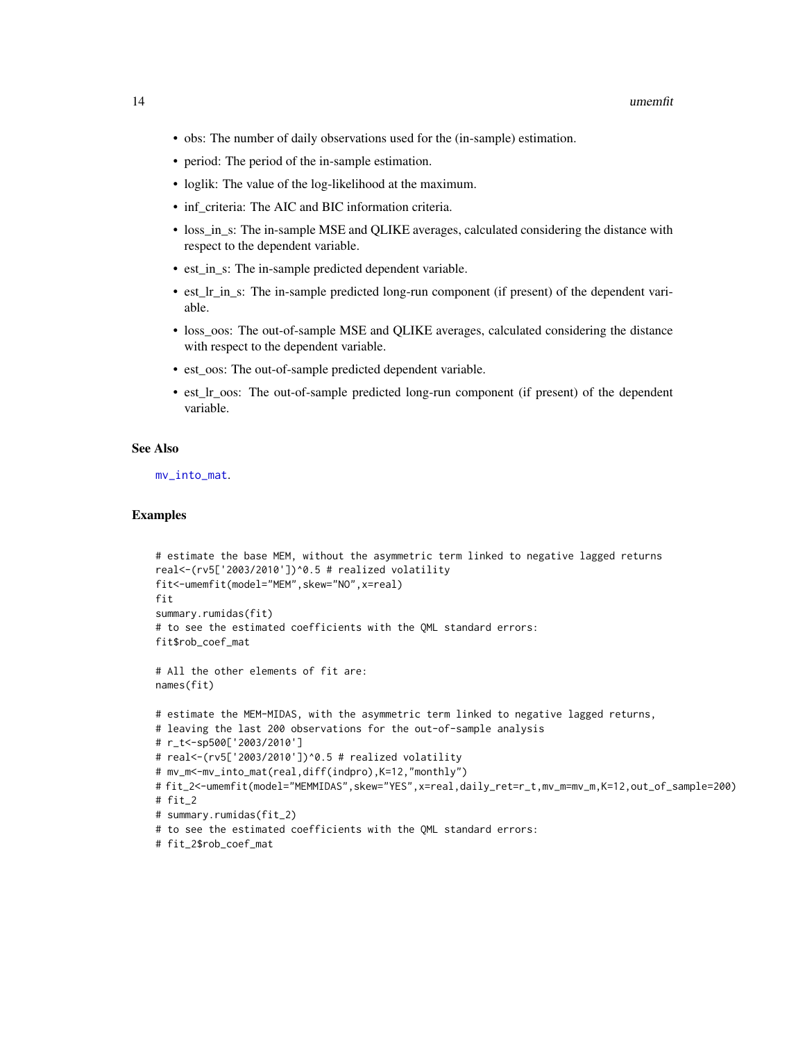- obs: The number of daily observations used for the (in-sample) estimation.
- period: The period of the in-sample estimation.
- loglik: The value of the log-likelihood at the maximum.
- inf_criteria: The AIC and BIC information criteria.
- loss_in_s: The in-sample MSE and QLIKE averages, calculated considering the distance with respect to the dependent variable.
- est_in_s: The in-sample predicted dependent variable.
- est_lr_in_s: The in-sample predicted long-run component (if present) of the dependent variable.
- loss_oos: The out-of-sample MSE and QLIKE averages, calculated considering the distance with respect to the dependent variable.
- est_oos: The out-of-sample predicted dependent variable.
- est_lr_oos: The out-of-sample predicted long-run component (if present) of the dependent variable.

## See Also

mv_into_mat.

## Examples

```
# estimate the base MEM, without the asymmetric term linked to negative lagged returns
real<-(rv5['2003/2010'])^0.5 # realized volatility
fit<-umemfit(model="MEM",skew="NO",x=real)
fit
summary.rumidas(fit)
# to see the estimated coefficients with the QML standard errors:
fit$rob_coef_mat

# All the other elements of fit are:
names(fit)

# estimate the MEM-MIDAS, with the asymmetric term linked to negative lagged returns,
# leaving the last 200 observations for the out-of-sample analysis
# r_t<-sp500['2003/2010']
# real<-(rv5['2003/2010'])^0.5 # realized volatility
# mv_m<-mv_into_mat(real,diff(indpro),K=12,"monthly")
# fit_2<-umemfit(model="MEMMIDAS",skew="YES",x=real,daily_ret=r_t,mv_m=mv_m,K=12,out_of_sample=200)
# fit_2
# summary.rumidas(fit_2)
# to see the estimated coefficients with the QML standard errors:
# fit_2$rob_coef_mat
```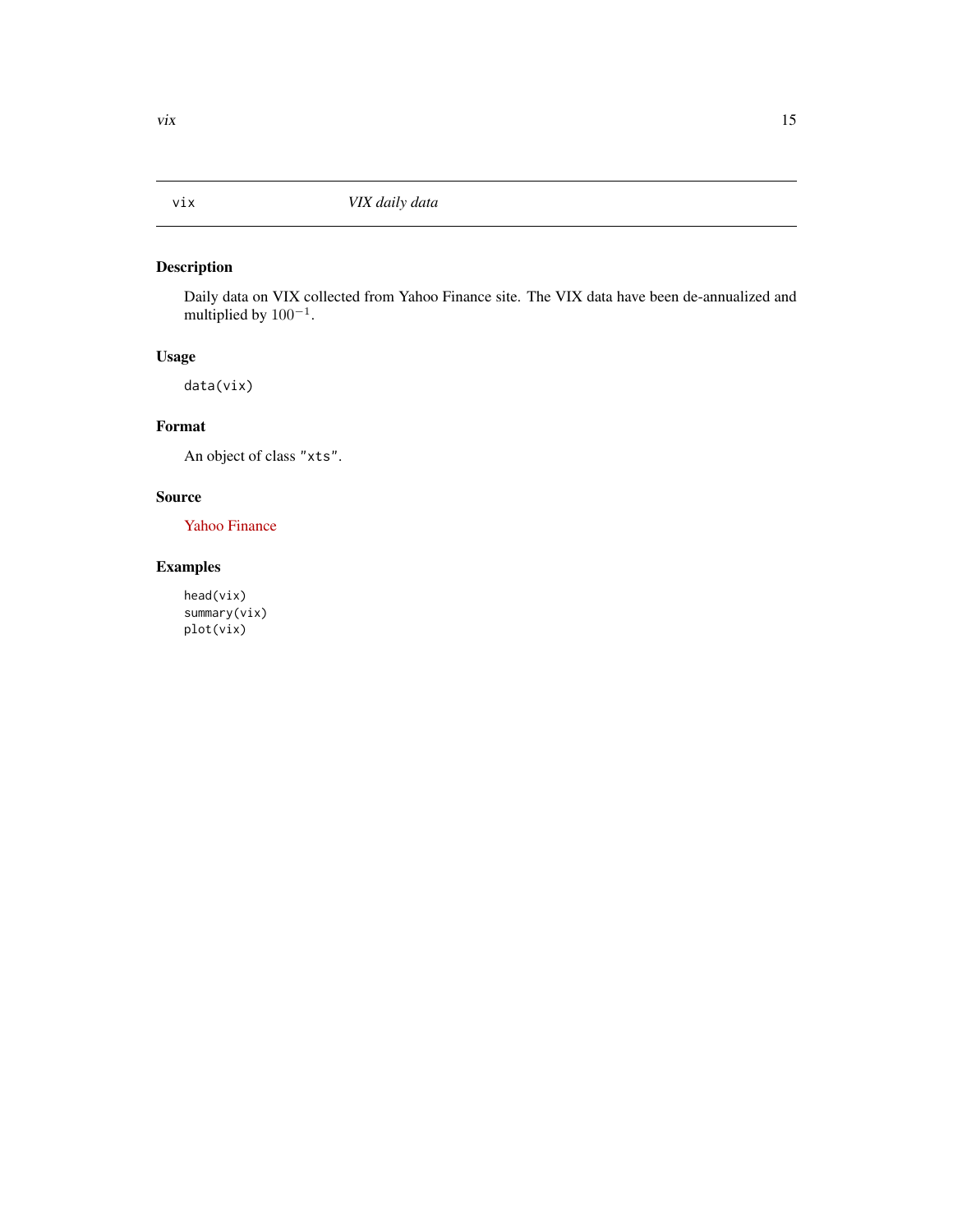# vix — *VIX daily data*

## Description

Daily data on VIX collected from Yahoo Finance site. The VIX data have been de-annualized and multiplied by $100^{-1}$.

## Usage

```
data(vix)
```

## Format

An object of class "xts".

## Source

Yahoo Finance

## Examples

```
head(vix)
summary(vix)
plot(vix)
```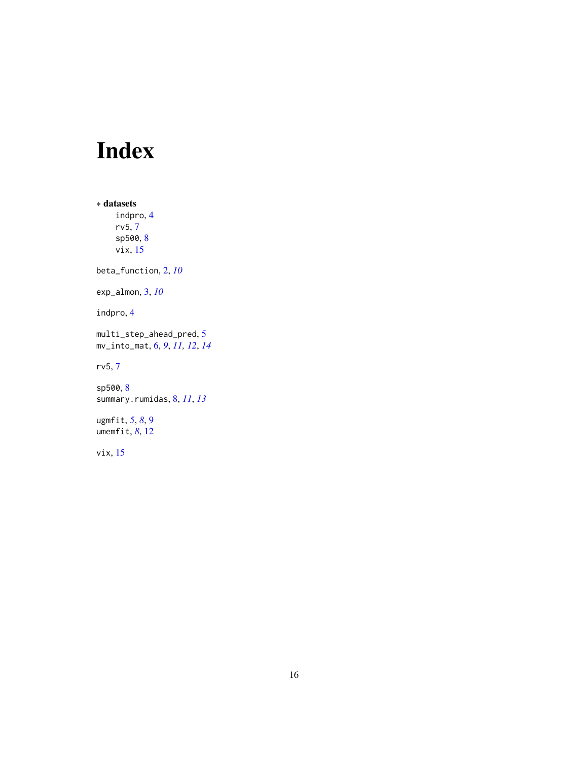# Index

∗ **datasets**
  indpro, 4
  rv5, 7
  sp500, 8
  vix, 15

beta_function, 2, *10*

exp_almon, 3, *10*

indpro, 4

multi_step_ahead_pred, 5
mv_into_mat, 6, *9*, *11, 12*, *14*

rv5, 7

sp500, 8
summary.rumidas, 8, *11*, *13*

ugmfit, *5*, *8*, 9
umemfit, *8*, 12

vix, 15